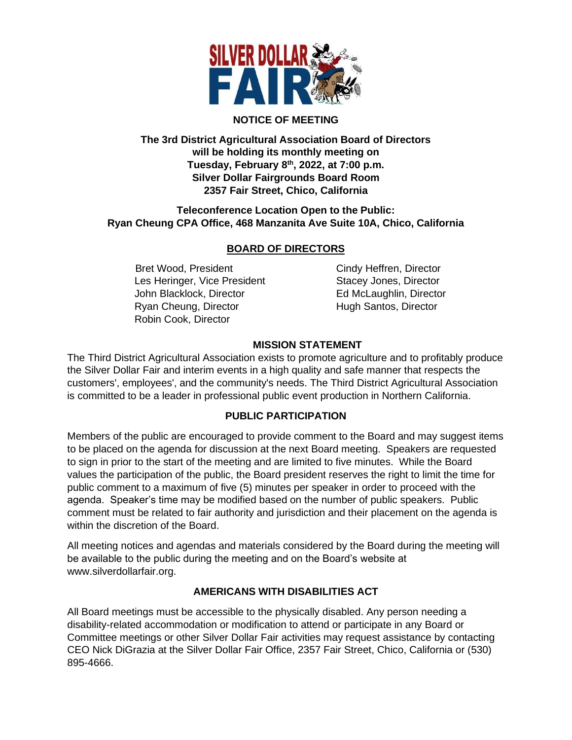# NOTICE OF MEETING

**The 3rd District Agricultural Association Board of Directors will be holding its monthly meeting on Tuesday, February 8th, 2022, at 7:00 p.m. Silver Dollar Fairgrounds Board Room 2357 Fair Street, Chico, California**

**Teleconference Location Open to the Public: Ryan Cheung CPA Office, 468 Manzanita Ave Suite 10A, Chico, California**

## BOARD OF DIRECTORS

Bret Wood, President
Les Heringer, Vice President
John Blacklock, Director
Ryan Cheung, Director
Robin Cook, Director
Cindy Heffren, Director
Stacey Jones, Director
Ed McLaughlin, Director
Hugh Santos, Director

## MISSION STATEMENT

The Third District Agricultural Association exists to promote agriculture and to profitably produce the Silver Dollar Fair and interim events in a high quality and safe manner that respects the customers', employees', and the community's needs. The Third District Agricultural Association is committed to be a leader in professional public event production in Northern California.

## PUBLIC PARTICIPATION

Members of the public are encouraged to provide comment to the Board and may suggest items to be placed on the agenda for discussion at the next Board meeting. Speakers are requested to sign in prior to the start of the meeting and are limited to five minutes. While the Board values the participation of the public, the Board president reserves the right to limit the time for public comment to a maximum of five (5) minutes per speaker in order to proceed with the agenda. Speaker's time may be modified based on the number of public speakers. Public comment must be related to fair authority and jurisdiction and their placement on the agenda is within the discretion of the Board.

All meeting notices and agendas and materials considered by the Board during the meeting will be available to the public during the meeting and on the Board's website at www.silverdollarfair.org.

## AMERICANS WITH DISABILITIES ACT

All Board meetings must be accessible to the physically disabled. Any person needing a disability-related accommodation or modification to attend or participate in any Board or Committee meetings or other Silver Dollar Fair activities may request assistance by contacting CEO Nick DiGrazia at the Silver Dollar Fair Office, 2357 Fair Street, Chico, California or (530) 895-4666.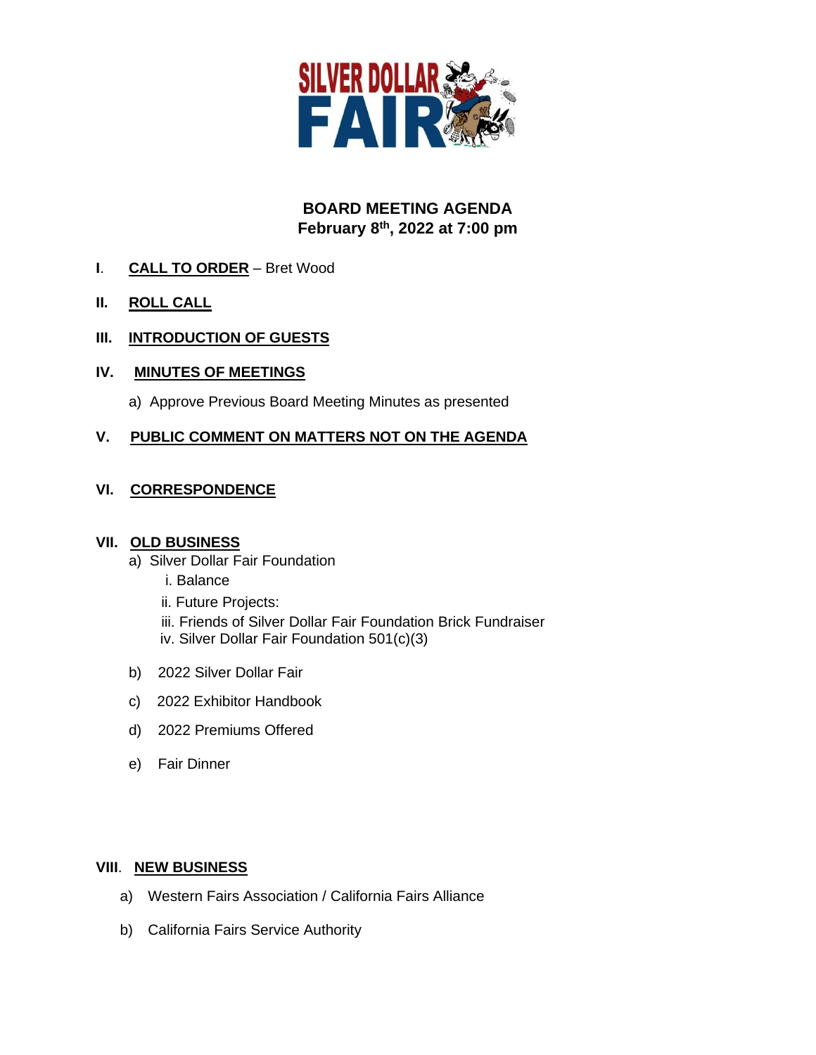# BOARD MEETING AGENDA
**February 8th, 2022 at 7:00 pm**

**I. CALL TO ORDER** – Bret Wood

**II. ROLL CALL**

**III. INTRODUCTION OF GUESTS**

**IV. MINUTES OF MEETINGS**

a) Approve Previous Board Meeting Minutes as presented

**V. PUBLIC COMMENT ON MATTERS NOT ON THE AGENDA**

**VI. CORRESPONDENCE**

**VII. OLD BUSINESS**

a) Silver Dollar Fair Foundation
   - i. Balance
   - ii. Future Projects:
   - iii. Friends of Silver Dollar Fair Foundation Brick Fundraiser
   - iv. Silver Dollar Fair Foundation 501(c)(3)

b) 2022 Silver Dollar Fair

c) 2022 Exhibitor Handbook

d) 2022 Premiums Offered

e) Fair Dinner

**VIII. NEW BUSINESS**

a) Western Fairs Association / California Fairs Alliance

b) California Fairs Service Authority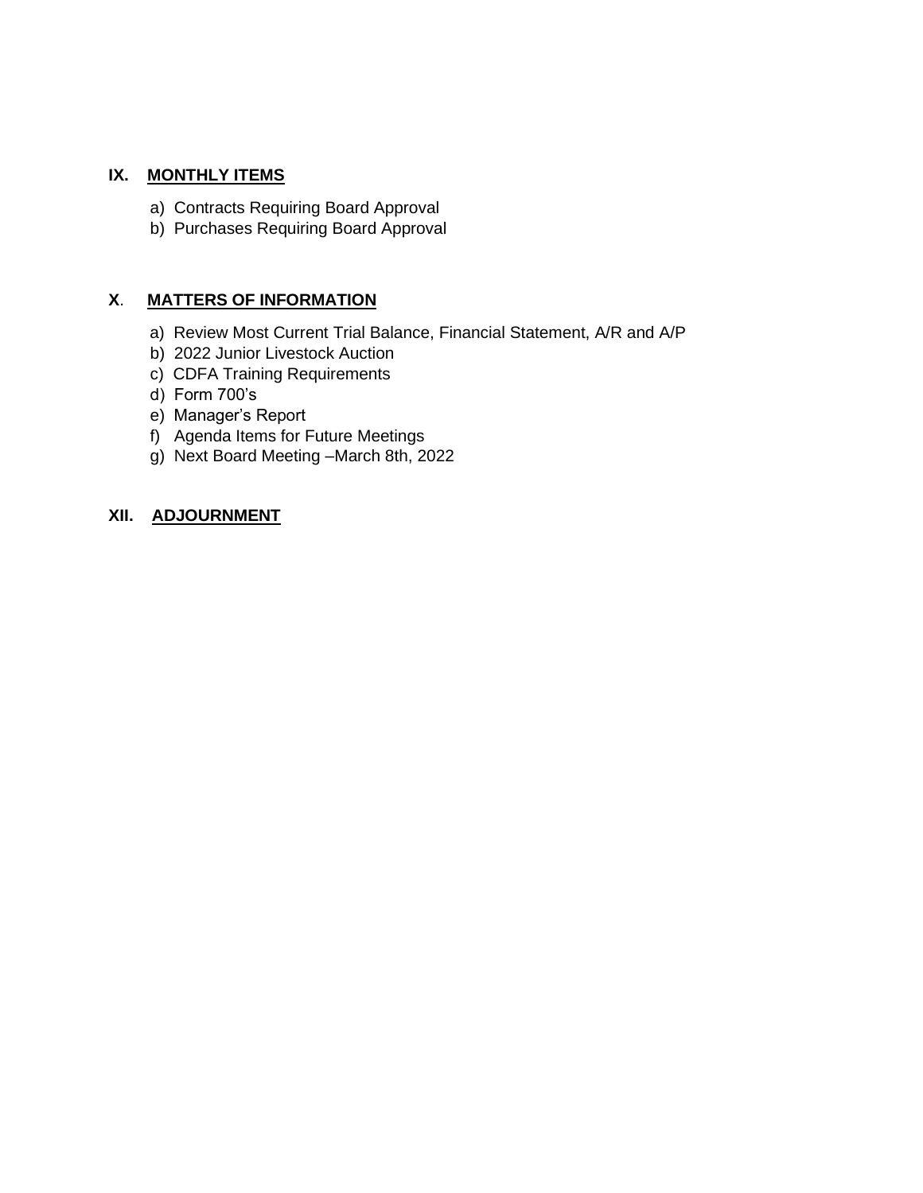## IX. MONTHLY ITEMS

a) Contracts Requiring Board Approval
b) Purchases Requiring Board Approval

## X. MATTERS OF INFORMATION

a) Review Most Current Trial Balance, Financial Statement, A/R and A/P
b) 2022 Junior Livestock Auction
c) CDFA Training Requirements
d) Form 700's
e) Manager's Report
f) Agenda Items for Future Meetings
g) Next Board Meeting –March 8th, 2022

## XII. ADJOURNMENT